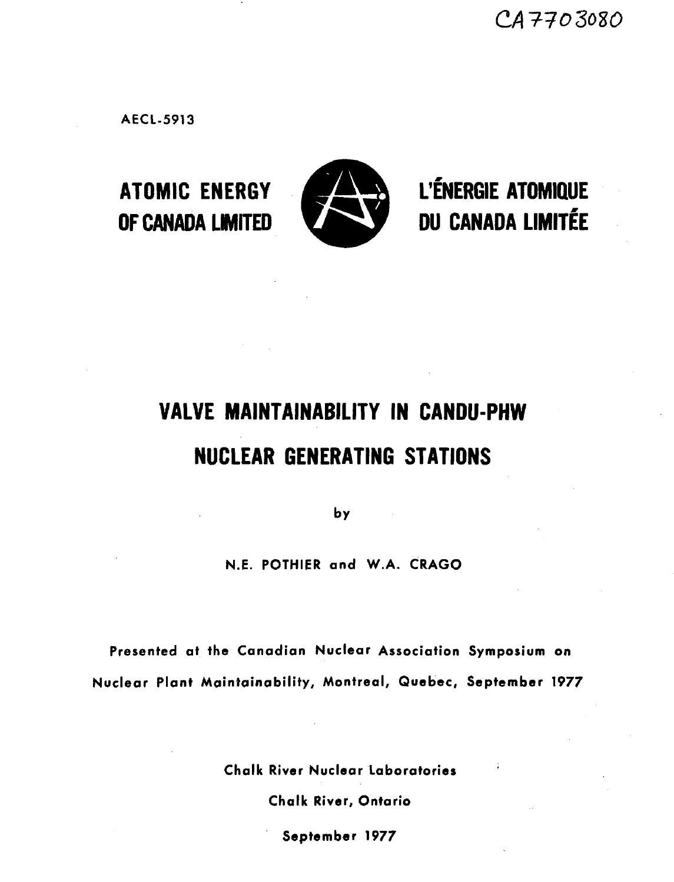CA7703080

AECL-5913

**ATOMIC ENERGY OF CANADA LIMITED**

**L'ÉNERGIE ATOMIQUE DU CANADA LIMITÉE**

# VALVE MAINTAINABILITY IN CANDU-PHW NUCLEAR GENERATING STATIONS

by

N.E. POTHIER and W.A. CRAGO

Presented at the Canadian Nuclear Association Symposium on Nuclear Plant Maintainability, Montreal, Quebec, September 1977

Chalk River Nuclear Laboratories

Chalk River, Ontario

September 1977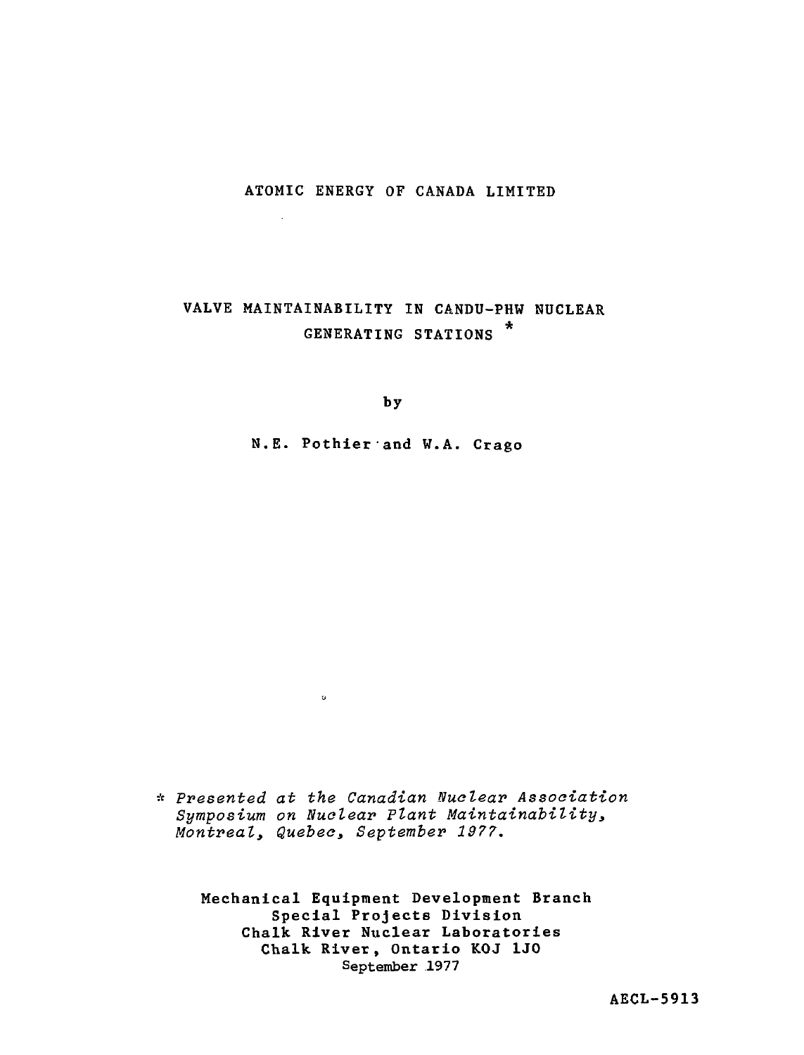ATOMIC ENERGY OF CANADA LIMITED

# VALVE MAINTAINABILITY IN CANDU-PHW NUCLEAR GENERATING STATIONS *

by

N.E. Pothier and W.A. Crago

\* *Presented at the Canadian Nuclear Association Symposium on Nuclear Plant Maintainability, Montreal, Quebec, September 1977.*

**Mechanical Equipment Development Branch**
**Special Projects Division**
**Chalk River Nuclear Laboratories**
**Chalk River, Ontario K0J 1J0**
September 1977

**AECL-5913**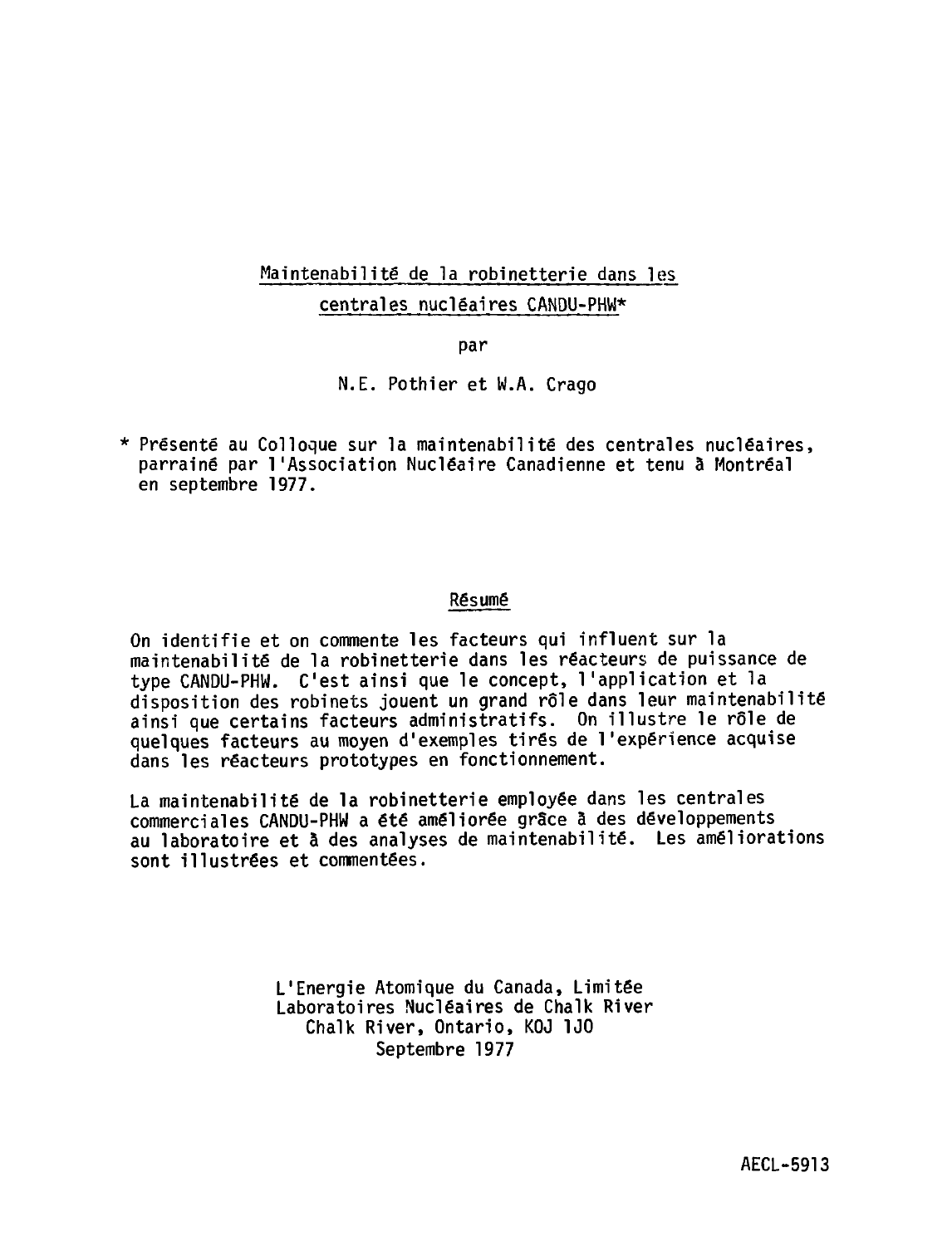# Maintenabilité de la robinetterie dans les centrales nucléaires CANDU-PHW*

par

N.E. Pothier et W.A. Crago

\* Présenté au Colloque sur la maintenabilité des centrales nucléaires, parrainé par l'Association Nucléaire Canadienne et tenu à Montréal en septembre 1977.

## Résumé

On identifie et on commente les facteurs qui influent sur la maintenabilité de la robinetterie dans les réacteurs de puissance de type CANDU-PHW. C'est ainsi que le concept, l'application et la disposition des robinets jouent un grand rôle dans leur maintenabilité ainsi que certains facteurs administratifs. On illustre le rôle de quelques facteurs au moyen d'exemples tirés de l'expérience acquise dans les réacteurs prototypes en fonctionnement.

La maintenabilité de la robinetterie employée dans les centrales commerciales CANDU-PHW a été améliorée grâce à des développements au laboratoire et à des analyses de maintenabilité. Les améliorations sont illustrées et commentées.

L'Energie Atomique du Canada, Limitée
Laboratoires Nucléaires de Chalk River
Chalk River, Ontario, KOJ 1J0
Septembre 1977

AECL-5913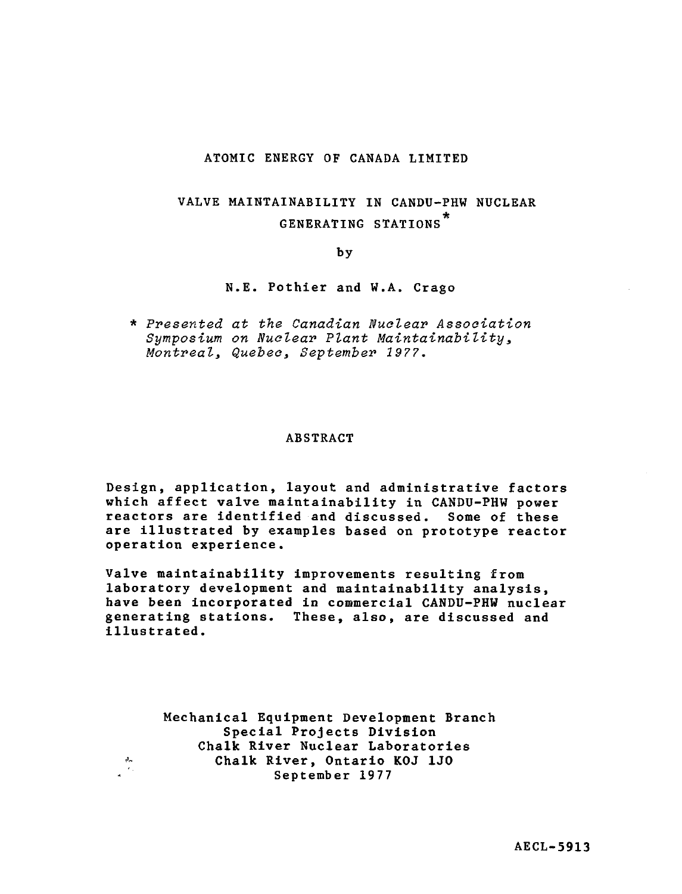ATOMIC ENERGY OF CANADA LIMITED

# VALVE MAINTAINABILITY IN CANDU-PHW NUCLEAR GENERATING STATIONS*

by

N.E. Pothier and W.A. Crago

\* *Presented at the Canadian Nuclear Association Symposium on Nuclear Plant Maintainability, Montreal, Quebec, September 1977.*

## ABSTRACT

Design, application, layout and administrative factors which affect valve maintainability in CANDU-PHW power reactors are identified and discussed. Some of these are illustrated by examples based on prototype reactor operation experience.

Valve maintainability improvements resulting from laboratory development and maintainability analysis, have been incorporated in commercial CANDU-PHW nuclear generating stations. These, also, are discussed and illustrated.

Mechanical Equipment Development Branch
Special Projects Division
Chalk River Nuclear Laboratories
Chalk River, Ontario K0J 1J0
September 1977

AECL-5913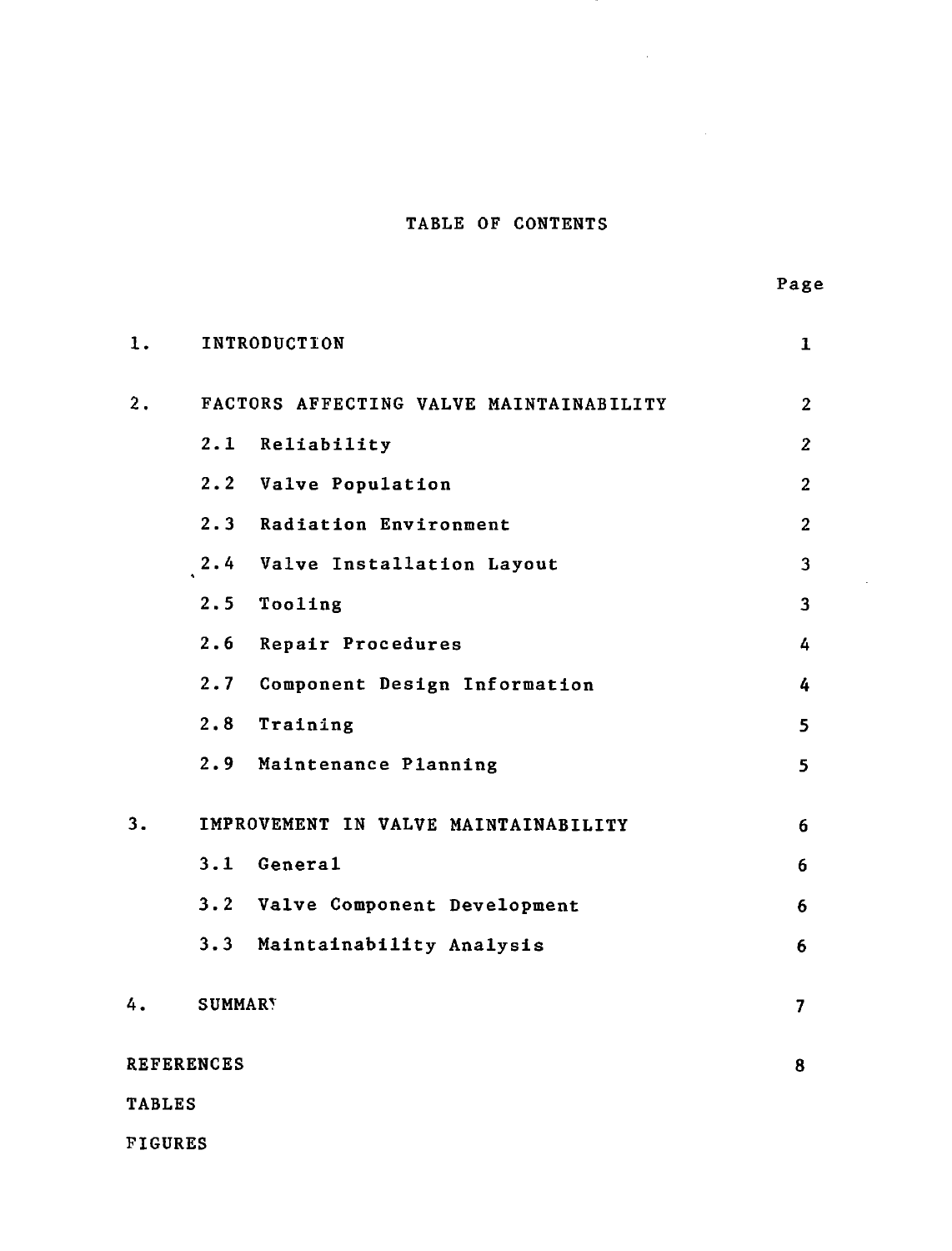# TABLE OF CONTENTS

| | Page |
|---|---|
| 1. INTRODUCTION | 1 |
| 2. FACTORS AFFECTING VALVE MAINTAINABILITY | 2 |
| 2.1 Reliability | 2 |
| 2.2 Valve Population | 2 |
| 2.3 Radiation Environment | 2 |
| 2.4 Valve Installation Layout | 3 |
| 2.5 Tooling | 3 |
| 2.6 Repair Procedures | 4 |
| 2.7 Component Design Information | 4 |
| 2.8 Training | 5 |
| 2.9 Maintenance Planning | 5 |
| 3. IMPROVEMENT IN VALVE MAINTAINABILITY | 6 |
| 3.1 General | 6 |
| 3.2 Valve Component Development | 6 |
| 3.3 Maintainability Analysis | 6 |
| 4. SUMMARY | 7 |
| REFERENCES | 8 |
| TABLES | |
| FIGURES | |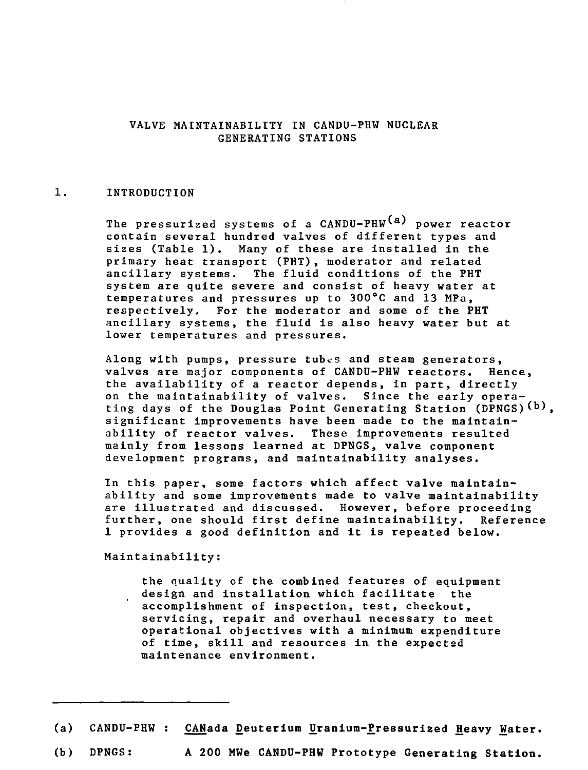# VALVE MAINTAINABILITY IN CANDU-PHW NUCLEAR GENERATING STATIONS

## 1. INTRODUCTION

The pressurized systems of a CANDU-PHW[(a)] power reactor contain several hundred valves of different types and sizes (Table 1). Many of these are installed in the primary heat transport (PHT), moderator and related ancillary systems. The fluid conditions of the PHT system are quite severe and consist of heavy water at temperatures and pressures up to 300°C and 13 MPa, respectively. For the moderator and some of the PHT ancillary systems, the fluid is also heavy water but at lower temperatures and pressures.

Along with pumps, pressure tubes and steam generators, valves are major components of CANDU-PHW reactors. Hence, the availability of a reactor depends, in part, directly on the maintainability of valves. Since the early operating days of the Douglas Point Generating Station (DPNGS)[(b)], significant improvements have been made to the maintainability of reactor valves. These improvements resulted mainly from lessons learned at DPNGS, valve component development programs, and maintainability analyses.

In this paper, some factors which affect valve maintainability and some improvements made to valve maintainability are illustrated and discussed. However, before proceeding further, one should first define maintainability. Reference 1 provides a good definition and it is repeated below.

Maintainability:

> the quality of the combined features of equipment design and installation which facilitate the accomplishment of inspection, test, checkout, servicing, repair and overhaul necessary to meet operational objectives with a minimum expenditure of time, skill and resources in the expected maintenance environment.

---

(a) CANDU-PHW : **CAN**ada **D**euterium **U**ranium-**P**ressurized **H**eavy **W**ater.

(b) DPNGS: A 200 MWe CANDU-PHW Prototype Generating Station.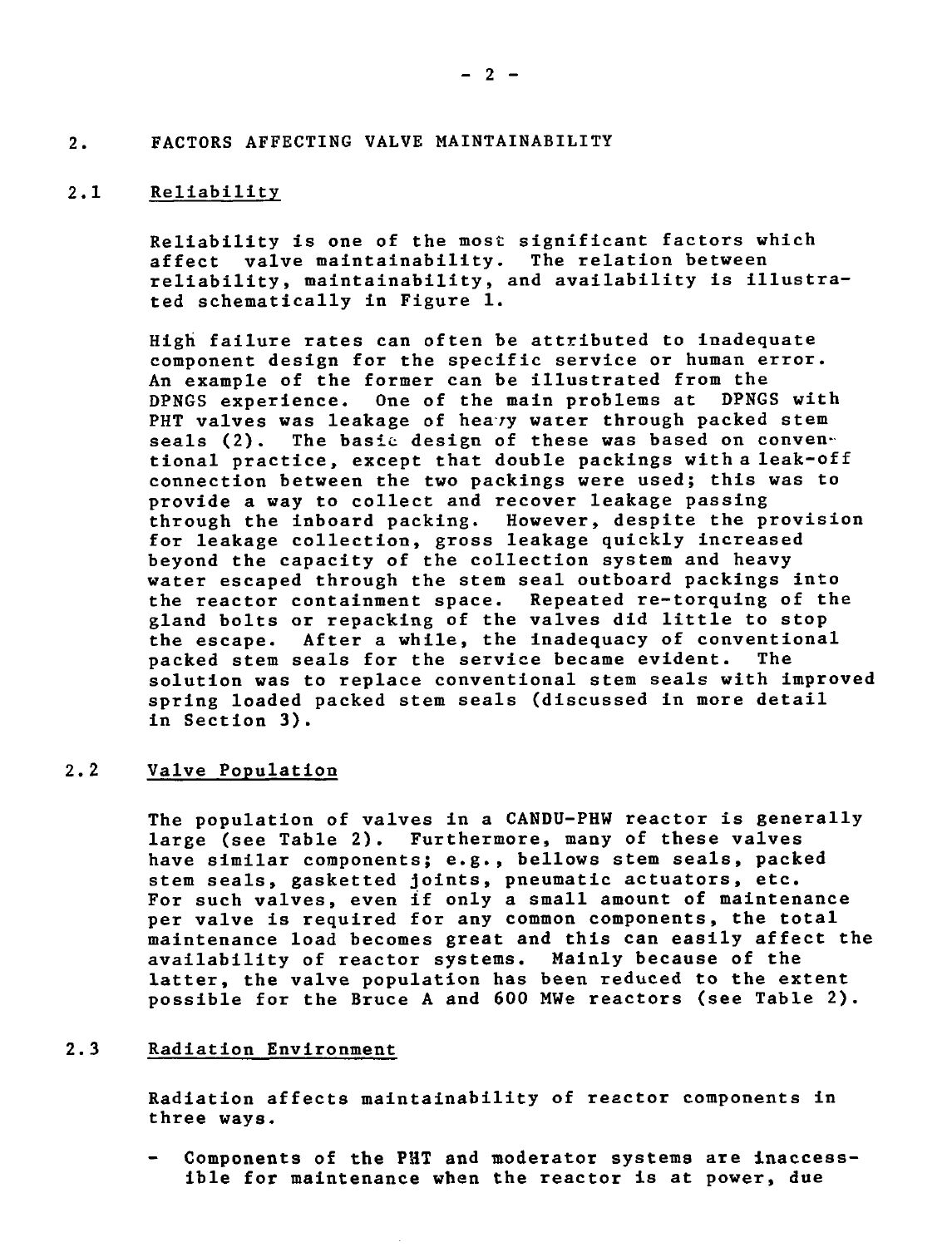## 2. FACTORS AFFECTING VALVE MAINTAINABILITY

### 2.1 Reliability

Reliability is one of the most significant factors which affect valve maintainability. The relation between reliability, maintainability, and availability is illustrated schematically in Figure 1.

High failure rates can often be attributed to inadequate component design for the specific service or human error. An example of the former can be illustrated from the DPNGS experience. One of the main problems at DPNGS with PHT valves was leakage of heavy water through packed stem seals (2). The basic design of these was based on conventional practice, except that double packings with a leak-off connection between the two packings were used; this was to provide a way to collect and recover leakage passing through the inboard packing. However, despite the provision for leakage collection, gross leakage quickly increased beyond the capacity of the collection system and heavy water escaped through the stem seal outboard packings into the reactor containment space. Repeated re-torquing of the gland bolts or repacking of the valves did little to stop the escape. After a while, the inadequacy of conventional packed stem seals for the service became evident. The solution was to replace conventional stem seals with improved spring loaded packed stem seals (discussed in more detail in Section 3).

### 2.2 Valve Population

The population of valves in a CANDU-PHW reactor is generally large (see Table 2). Furthermore, many of these valves have similar components; e.g., bellows stem seals, packed stem seals, gasketted joints, pneumatic actuators, etc. For such valves, even if only a small amount of maintenance per valve is required for any common components, the total maintenance load becomes great and this can easily affect the availability of reactor systems. Mainly because of the latter, the valve population has been reduced to the extent possible for the Bruce A and 600 MWe reactors (see Table 2).

### 2.3 Radiation Environment

Radiation affects maintainability of reactor components in three ways.

- Components of the PHT and moderator systems are inaccessible for maintenance when the reactor is at power, due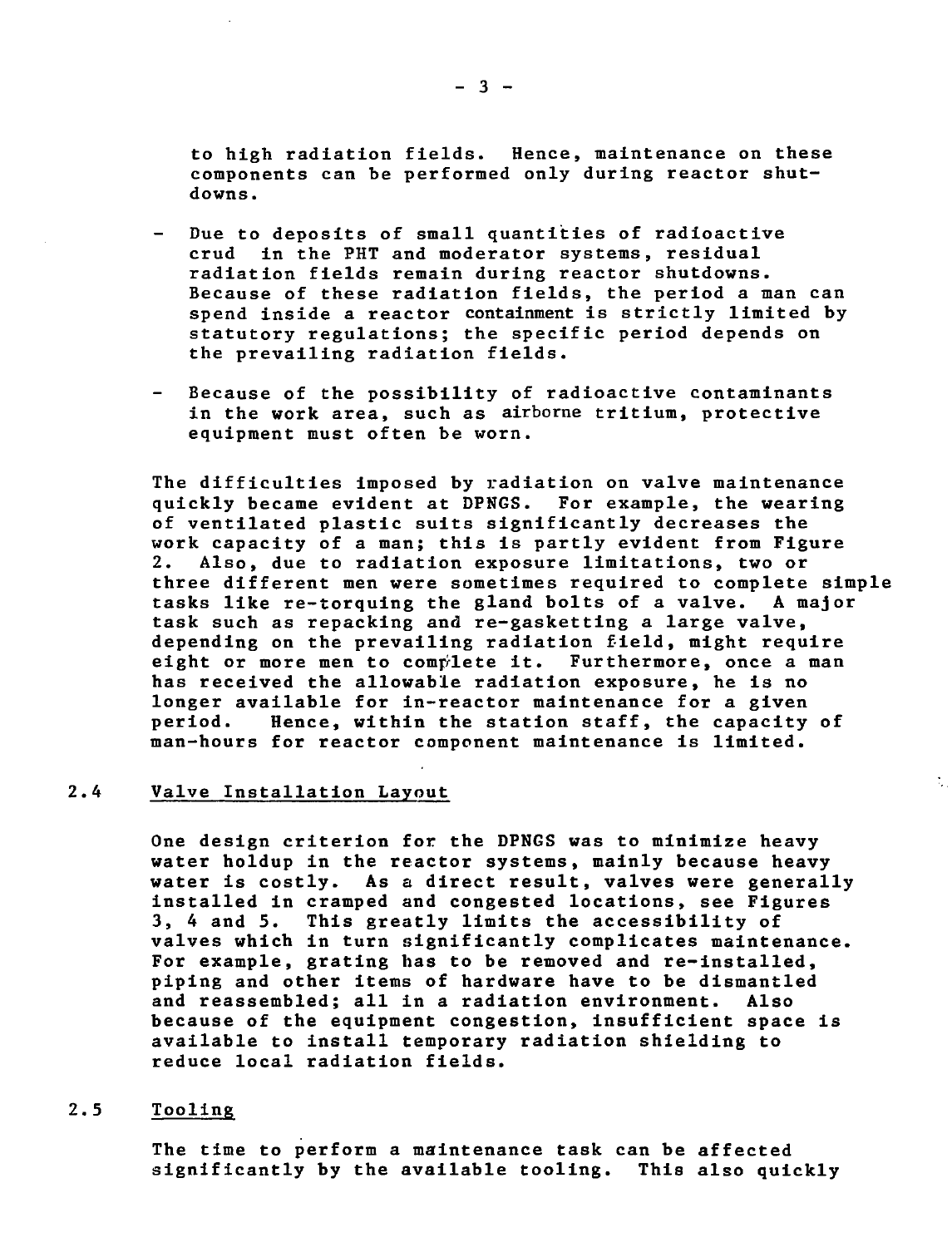to high radiation fields. Hence, maintenance on these components can be performed only during reactor shutdowns.

- Due to deposits of small quantities of radioactive crud in the PHT and moderator systems, residual radiation fields remain during reactor shutdowns. Because of these radiation fields, the period a man can spend inside a reactor containment is strictly limited by statutory regulations; the specific period depends on the prevailing radiation fields.

- Because of the possibility of radioactive contaminants in the work area, such as airborne tritium, protective equipment must often be worn.

The difficulties imposed by radiation on valve maintenance quickly became evident at DPNGS. For example, the wearing of ventilated plastic suits significantly decreases the work capacity of a man; this is partly evident from Figure 2. Also, due to radiation exposure limitations, two or three different men were sometimes required to complete simple tasks like re-torquing the gland bolts of a valve. A major task such as repacking and re-gasketting a large valve, depending on the prevailing radiation field, might require eight or more men to complete it. Furthermore, once a man has received the allowable radiation exposure, he is no longer available for in-reactor maintenance for a given period. Hence, within the station staff, the capacity of man-hours for reactor component maintenance is limited.

## 2.4 Valve Installation Layout

One design criterion for the DPNGS was to minimize heavy water holdup in the reactor systems, mainly because heavy water is costly. As a direct result, valves were generally installed in cramped and congested locations, see Figures 3, 4 and 5. This greatly limits the accessibility of valves which in turn significantly complicates maintenance. For example, grating has to be removed and re-installed, piping and other items of hardware have to be dismantled and reassembled; all in a radiation environment. Also because of the equipment congestion, insufficient space is available to install temporary radiation shielding to reduce local radiation fields.

## 2.5 Tooling

The time to perform a maintenance task can be affected significantly by the available tooling. This also quickly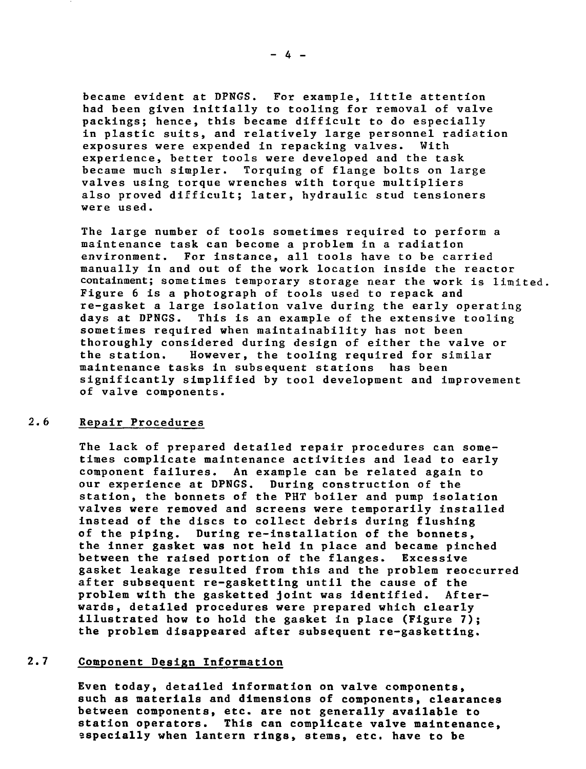became evident at DPNGS. For example, little attention had been given initially to tooling for removal of valve packings; hence, this became difficult to do especially in plastic suits, and relatively large personnel radiation exposures were expended in repacking valves. With experience, better tools were developed and the task became much simpler. Torquing of flange bolts on large valves using torque wrenches with torque multipliers also proved difficult; later, hydraulic stud tensioners were used.

The large number of tools sometimes required to perform a maintenance task can become a problem in a radiation environment. For instance, all tools have to be carried manually in and out of the work location inside the reactor containment; sometimes temporary storage near the work is limited. Figure 6 is a photograph of tools used to repack and re-gasket a large isolation valve during the early operating days at DPNGS. This is an example of the extensive tooling sometimes required when maintainability has not been thoroughly considered during design of either the valve or the station. However, the tooling required for similar maintenance tasks in subsequent stations has been significantly simplified by tool development and improvement of valve components.

## 2.6 Repair Procedures

The lack of prepared detailed repair procedures can sometimes complicate maintenance activities and lead to early component failures. An example can be related again to our experience at DPNGS. During construction of the station, the bonnets of the PHT boiler and pump isolation valves were removed and screens were temporarily installed instead of the discs to collect debris during flushing of the piping. During re-installation of the bonnets, the inner gasket was not held in place and became pinched between the raised portion of the flanges. Excessive gasket leakage resulted from this and the problem reoccurred after subsequent re-gasketting until the cause of the problem with the gasketted joint was identified. Afterwards, detailed procedures were prepared which clearly illustrated how to hold the gasket in place (Figure 7); the problem disappeared after subsequent re-gasketting.

## 2.7 Component Design Information

Even today, detailed information on valve components, such as materials and dimensions of components, clearances between components, etc. are not generally available to station operators. This can complicate valve maintenance, especially when lantern rings, stems, etc. have to be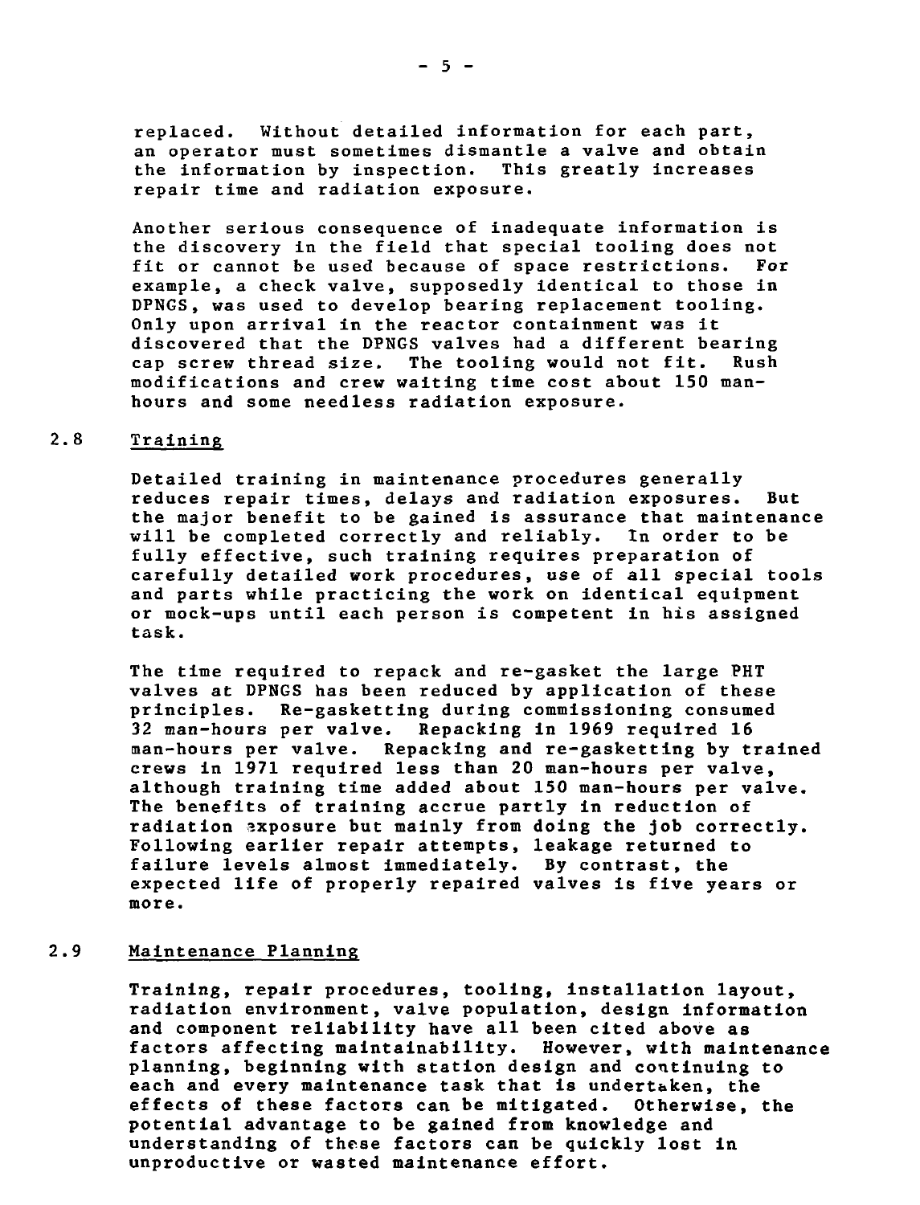replaced. Without detailed information for each part, an operator must sometimes dismantle a valve and obtain the information by inspection. This greatly increases repair time and radiation exposure.

Another serious consequence of inadequate information is the discovery in the field that special tooling does not fit or cannot be used because of space restrictions. For example, a check valve, supposedly identical to those in DPNGS, was used to develop bearing replacement tooling. Only upon arrival in the reactor containment was it discovered that the DPNGS valves had a different bearing cap screw thread size. The tooling would not fit. Rush modifications and crew waiting time cost about 150 man-hours and some needless radiation exposure.

## 2.8 Training

Detailed training in maintenance procedures generally reduces repair times, delays and radiation exposures. But the major benefit to be gained is assurance that maintenance will be completed correctly and reliably. In order to be fully effective, such training requires preparation of carefully detailed work procedures, use of all special tools and parts while practicing the work on identical equipment or mock-ups until each person is competent in his assigned task.

The time required to repack and re-gasket the large PHT valves at DPNGS has been reduced by application of these principles. Re-gasketting during commissioning consumed 32 man-hours per valve. Repacking in 1969 required 16 man-hours per valve. Repacking and re-gasketting by trained crews in 1971 required less than 20 man-hours per valve, although training time added about 150 man-hours per valve. The benefits of training accrue partly in reduction of radiation exposure but mainly from doing the job correctly. Following earlier repair attempts, leakage returned to failure levels almost immediately. By contrast, the expected life of properly repaired valves is five years or more.

## 2.9 Maintenance Planning

Training, repair procedures, tooling, installation layout, radiation environment, valve population, design information and component reliability have all been cited above as factors affecting maintainability. However, with maintenance planning, beginning with station design and continuing to each and every maintenance task that is undertaken, the effects of these factors can be mitigated. Otherwise, the potential advantage to be gained from knowledge and understanding of these factors can be quickly lost in unproductive or wasted maintenance effort.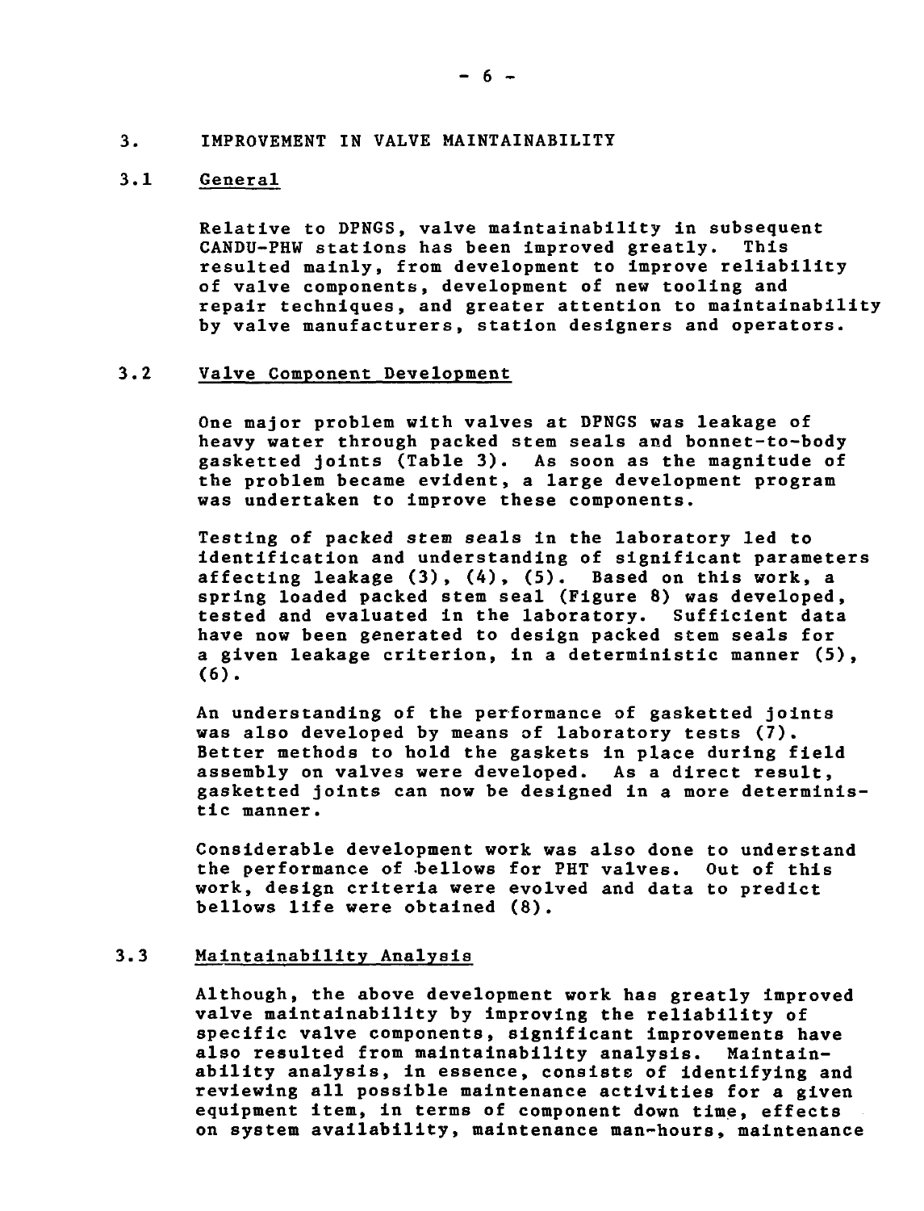## 3. IMPROVEMENT IN VALVE MAINTAINABILITY

### 3.1 General

Relative to DPNGS, valve maintainability in subsequent CANDU-PHW stations has been improved greatly. This resulted mainly, from development to improve reliability of valve components, development of new tooling and repair techniques, and greater attention to maintainability by valve manufacturers, station designers and operators.

### 3.2 Valve Component Development

One major problem with valves at DPNGS was leakage of heavy water through packed stem seals and bonnet-to-body gasketted joints (Table 3). As soon as the magnitude of the problem became evident, a large development program was undertaken to improve these components.

Testing of packed stem seals in the laboratory led to identification and understanding of significant parameters affecting leakage (3), (4), (5). Based on this work, a spring loaded packed stem seal (Figure 8) was developed, tested and evaluated in the laboratory. Sufficient data have now been generated to design packed stem seals for a given leakage criterion, in a deterministic manner (5), (6).

An understanding of the performance of gasketted joints was also developed by means of laboratory tests (7). Better methods to hold the gaskets in place during field assembly on valves were developed. As a direct result, gasketted joints can now be designed in a more deterministic manner.

Considerable development work was also done to understand the performance of bellows for PHT valves. Out of this work, design criteria were evolved and data to predict bellows life were obtained (8).

### 3.3 Maintainability Analysis

Although, the above development work has greatly improved valve maintainability by improving the reliability of specific valve components, significant improvements have also resulted from maintainability analysis. Maintainability analysis, in essence, consists of identifying and reviewing all possible maintenance activities for a given equipment item, in terms of component down time, effects on system availability, maintenance man-hours, maintenance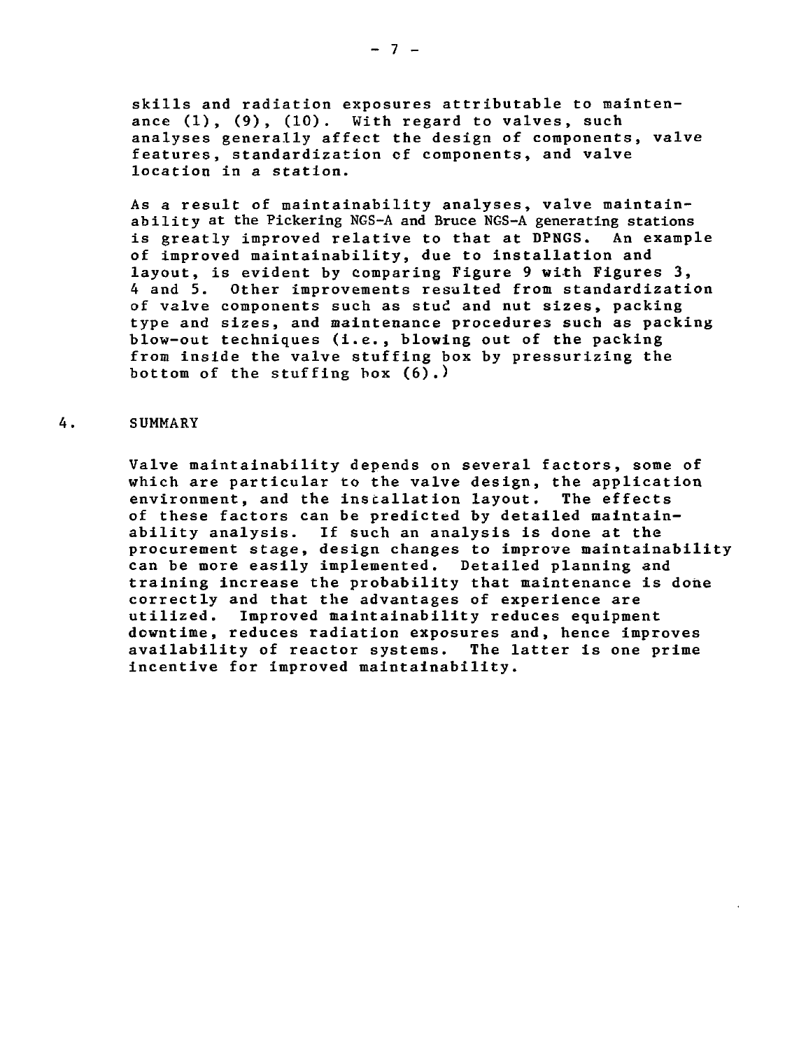skills and radiation exposures attributable to maintenance (1), (9), (10). With regard to valves, such analyses generally affect the design of components, valve features, standardization of components, and valve location in a station.

As a result of maintainability analyses, valve maintainability at the Pickering NGS-A and Bruce NGS-A generating stations is greatly improved relative to that at DPNGS. An example of improved maintainability, due to installation and layout, is evident by comparing Figure 9 with Figures 3, 4 and 5. Other improvements resulted from standardization of valve components such as stud and nut sizes, packing type and sizes, and maintenance procedures such as packing blow-out techniques (i.e., blowing out of the packing from inside the valve stuffing box by pressurizing the bottom of the stuffing box (6).)

## 4. SUMMARY

Valve maintainability depends on several factors, some of which are particular to the valve design, the application environment, and the installation layout. The effects of these factors can be predicted by detailed maintainability analysis. If such an analysis is done at the procurement stage, design changes to improve maintainability can be more easily implemented. Detailed planning and training increase the probability that maintenance is done correctly and that the advantages of experience are utilized. Improved maintainability reduces equipment downtime, reduces radiation exposures and, hence improves availability of reactor systems. The latter is one prime incentive for improved maintainability.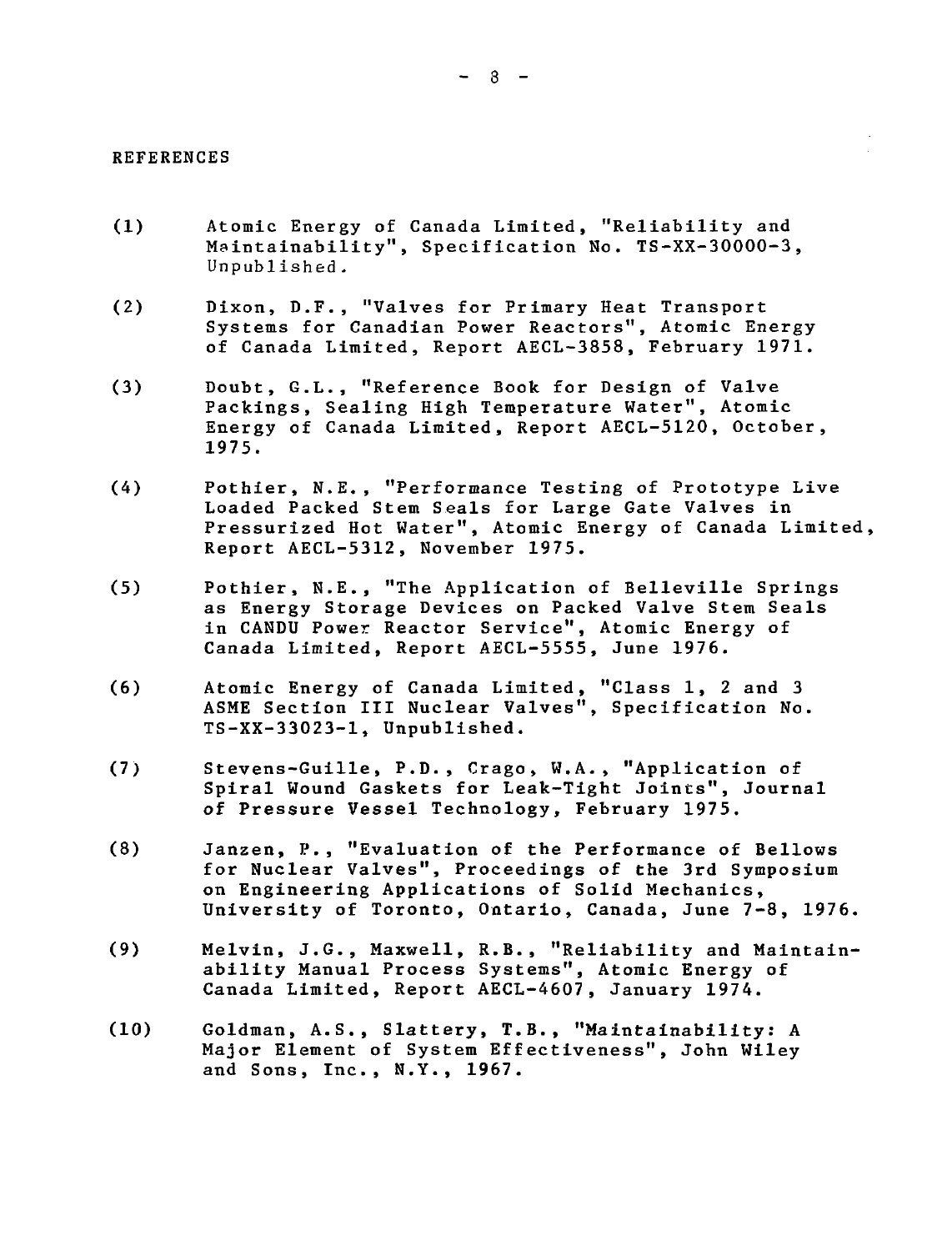## REFERENCES

(1) Atomic Energy of Canada Limited, "Reliability and Maintainability", Specification No. TS-XX-30000-3, Unpublished.

(2) Dixon, D.F., "Valves for Primary Heat Transport Systems for Canadian Power Reactors", Atomic Energy of Canada Limited, Report AECL-3858, February 1971.

(3) Doubt, G.L., "Reference Book for Design of Valve Packings, Sealing High Temperature Water", Atomic Energy of Canada Limited, Report AECL-5120, October, 1975.

(4) Pothier, N.E., "Performance Testing of Prototype Live Loaded Packed Stem Seals for Large Gate Valves in Pressurized Hot Water", Atomic Energy of Canada Limited, Report AECL-5312, November 1975.

(5) Pothier, N.E., "The Application of Belleville Springs as Energy Storage Devices on Packed Valve Stem Seals in CANDU Power Reactor Service", Atomic Energy of Canada Limited, Report AECL-5555, June 1976.

(6) Atomic Energy of Canada Limited, "Class 1, 2 and 3 ASME Section III Nuclear Valves", Specification No. TS-XX-33023-1, Unpublished.

(7) Stevens-Guille, P.D., Crago, W.A., "Application of Spiral Wound Gaskets for Leak-Tight Joints", Journal of Pressure Vessel Technology, February 1975.

(8) Janzen, P., "Evaluation of the Performance of Bellows for Nuclear Valves", Proceedings of the 3rd Symposium on Engineering Applications of Solid Mechanics, University of Toronto, Ontario, Canada, June 7-8, 1976.

(9) Melvin, J.G., Maxwell, R.B., "Reliability and Maintainability Manual Process Systems", Atomic Energy of Canada Limited, Report AECL-4607, January 1974.

(10) Goldman, A.S., Slattery, T.B., "Maintainability: A Major Element of System Effectiveness", John Wiley and Sons, Inc., N.Y., 1967.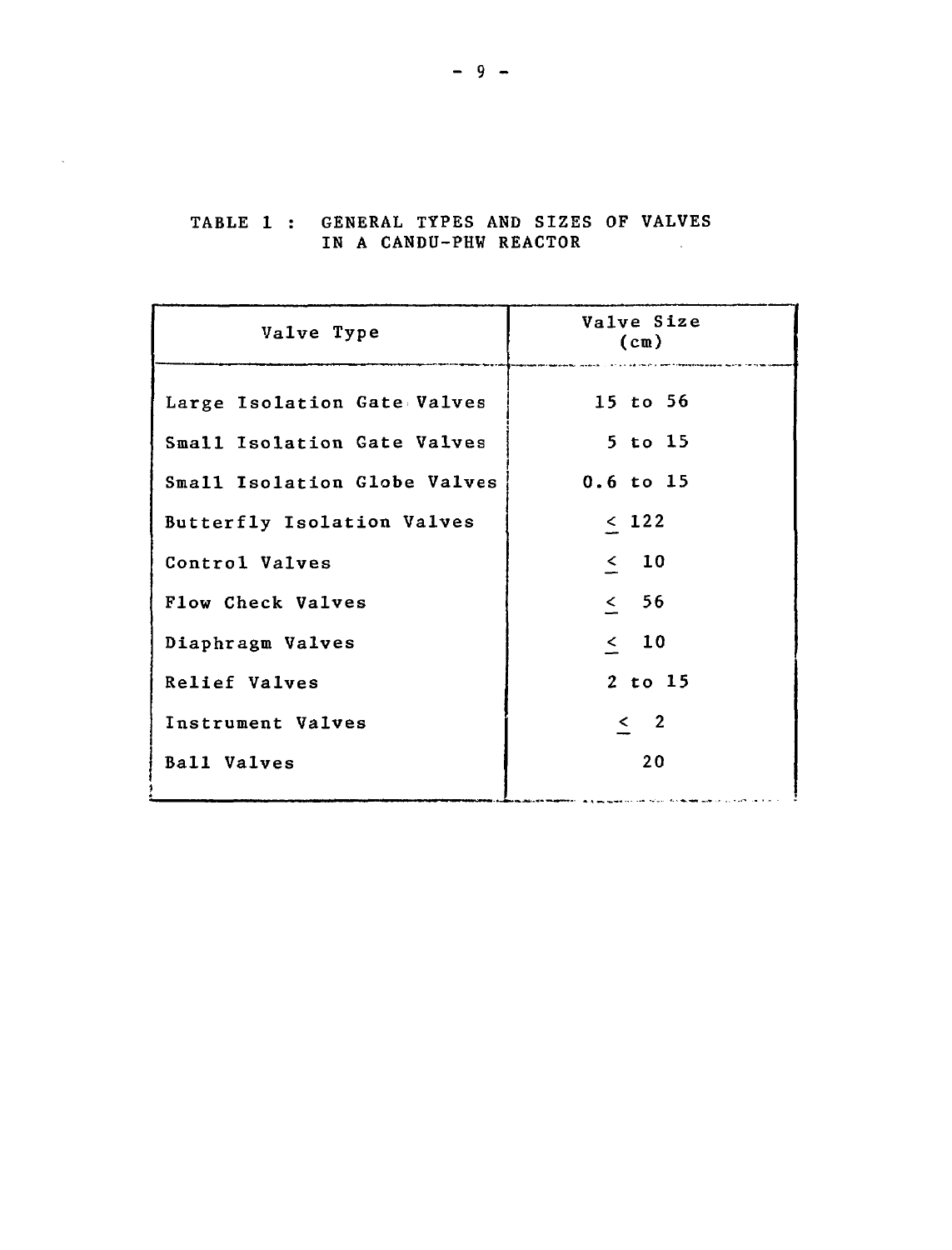TABLE 1 : GENERAL TYPES AND SIZES OF VALVES IN A CANDU-PHW REACTOR

| Valve Type | Valve Size (cm) |
|---|---|
| Large Isolation Gate Valves | 15 to 56 |
| Small Isolation Gate Valves | 5 to 15 |
| Small Isolation Globe Valves | 0.6 to 15 |
| Butterfly Isolation Valves | $\leq$ 122 |
| Control Valves | $\leq$ 10 |
| Flow Check Valves | $\leq$ 56 |
| Diaphragm Valves | $\leq$ 10 |
| Relief Valves | 2 to 15 |
| Instrument Valves | $\leq$ 2 |
| Ball Valves | 20 |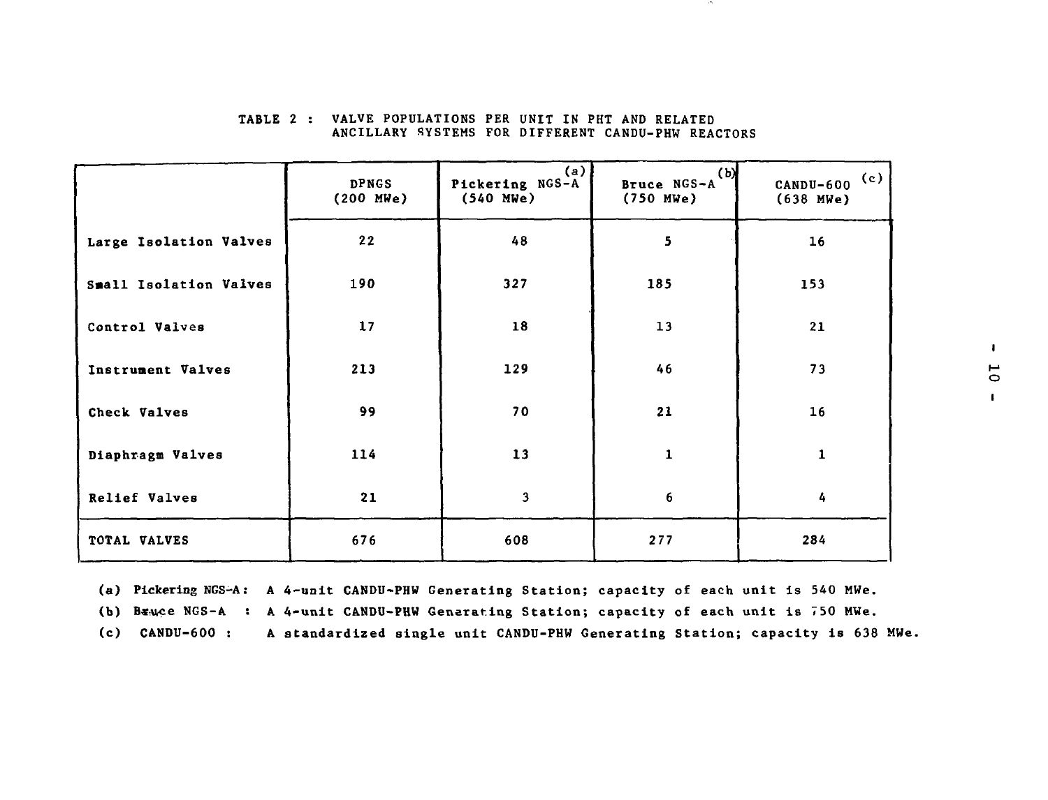TABLE 2 : VALVE POPULATIONS PER UNIT IN PHT AND RELATED ANCILLARY SYSTEMS FOR DIFFERENT CANDU-PHW REACTORS

| | DPNGS (200 MWe) | Pickering NGS-A (a) (540 MWe) | Bruce NGS-A (b) (750 MWe) | CANDU-600 (c) (638 MWe) |
|---|---|---|---|---|
| Large Isolation Valves | 22 | 48 | 5 | 16 |
| Small Isolation Valves | 190 | 327 | 185 | 153 |
| Control Valves | 17 | 18 | 13 | 21 |
| Instrument Valves | 213 | 129 | 46 | 73 |
| Check Valves | 99 | 70 | 21 | 16 |
| Diaphragm Valves | 114 | 13 | 1 | 1 |
| Relief Valves | 21 | 3 | 6 | 4 |
| TOTAL VALVES | 676 | 608 | 277 | 284 |

(a) Pickering NGS-A : A 4-unit CANDU-PHW Generating Station; capacity of each unit is 540 MWe.

(b) Bruce NGS-A : A 4-unit CANDU-PHW Generating Station; capacity of each unit is 750 MWe.

(c) CANDU-600 : A standardized single unit CANDU-PHW Generating Station; capacity is 638 MWe.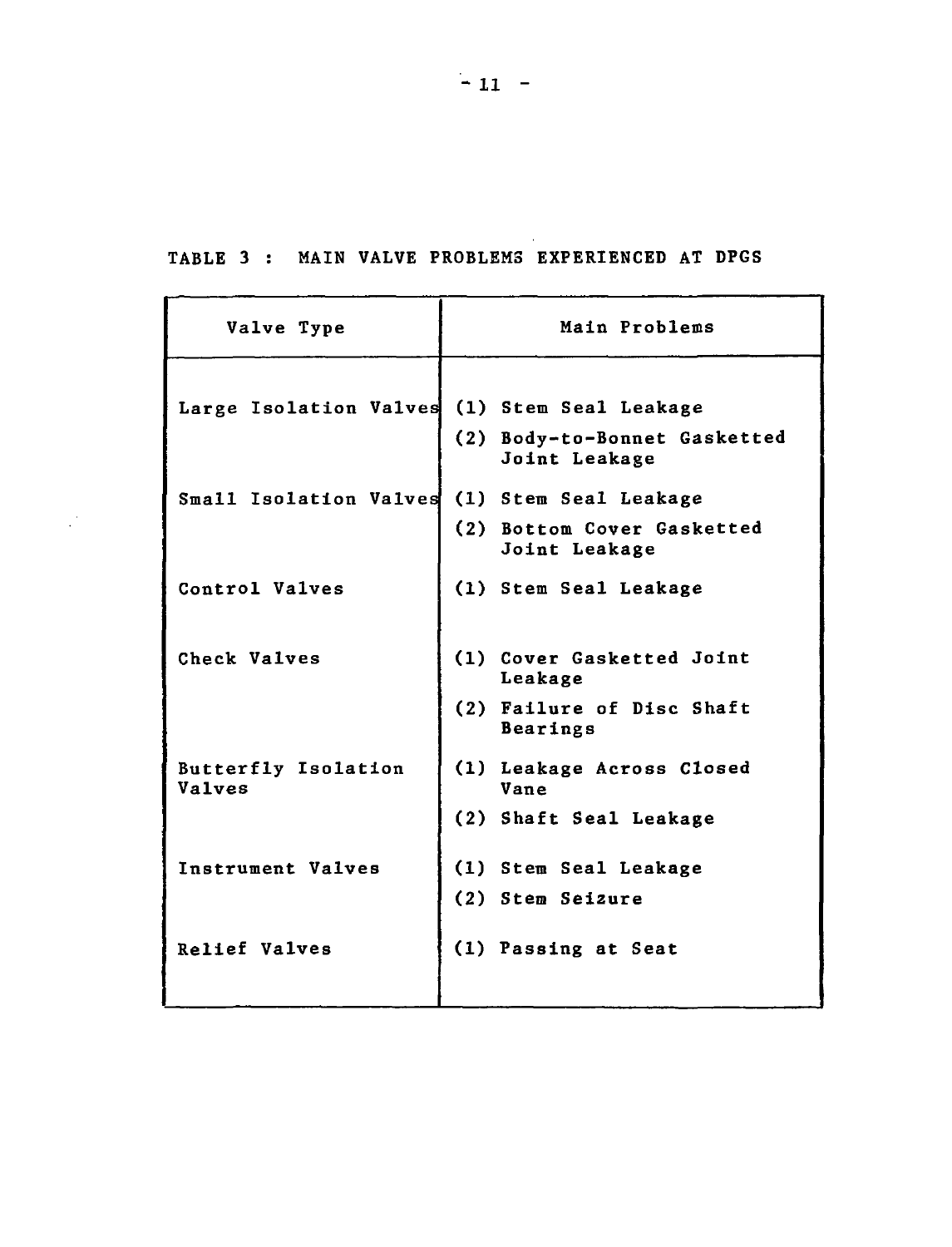TABLE 3 : MAIN VALVE PROBLEMS EXPERIENCED AT DPGS

| Valve Type | Main Problems |
| --- | --- |
| Large Isolation Valves | (1) Stem Seal Leakage<br>(2) Body-to-Bonnet Gasketted Joint Leakage |
| Small Isolation Valves | (1) Stem Seal Leakage<br>(2) Bottom Cover Gasketted Joint Leakage |
| Control Valves | (1) Stem Seal Leakage |
| Check Valves | (1) Cover Gasketted Joint Leakage<br>(2) Failure of Disc Shaft Bearings |
| Butterfly Isolation Valves | (1) Leakage Across Closed Vane<br>(2) Shaft Seal Leakage |
| Instrument Valves | (1) Stem Seal Leakage<br>(2) Stem Seizure |
| Relief Valves | (1) Passing at Seat |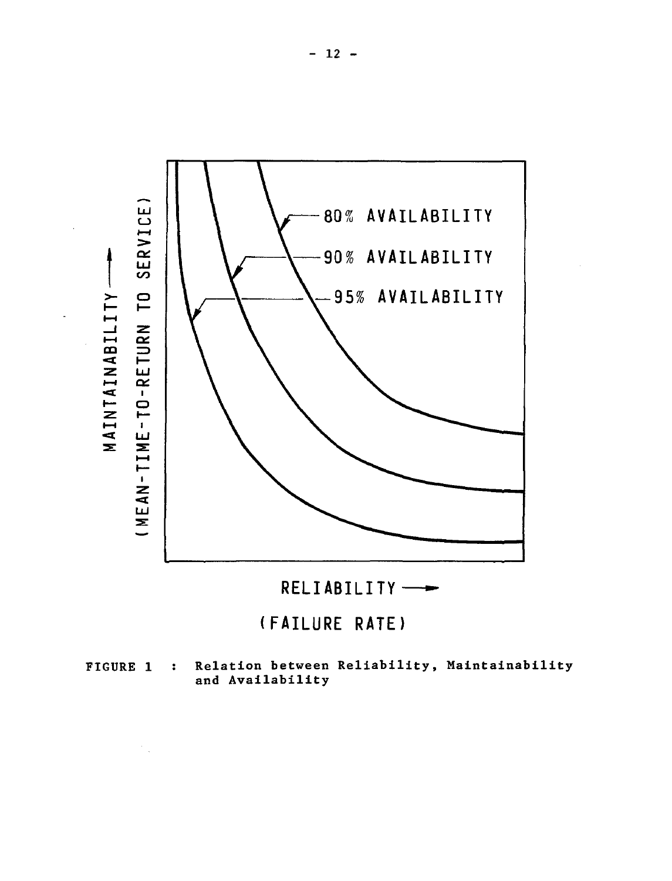FIGURE 1 : Relation between Reliability, Maintainability and Availability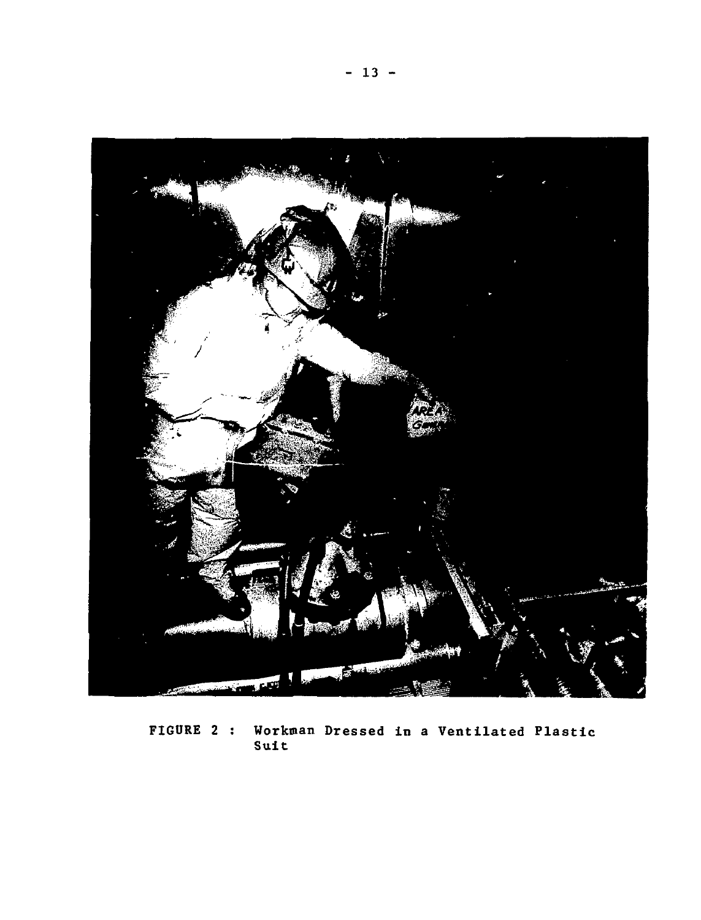FIGURE 2 : Workman Dressed in a Ventilated Plastic Suit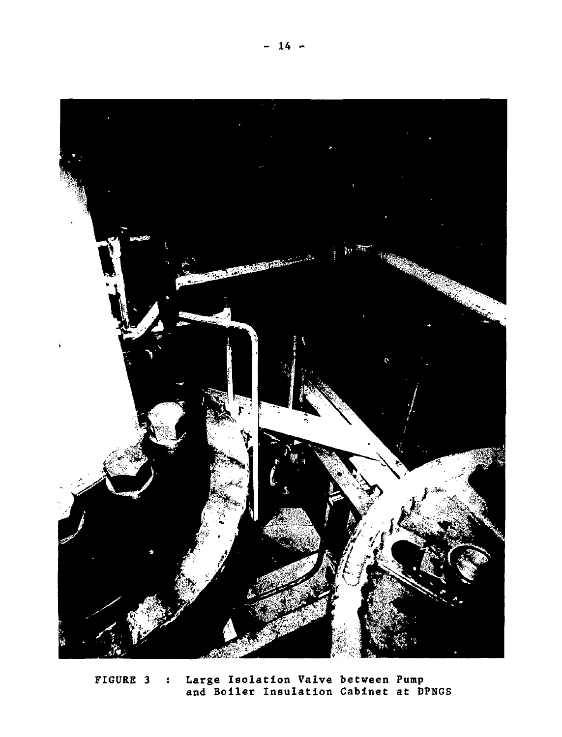FIGURE 3 : Large Isolation Valve between Pump and Boiler Insulation Cabinet at DPNGS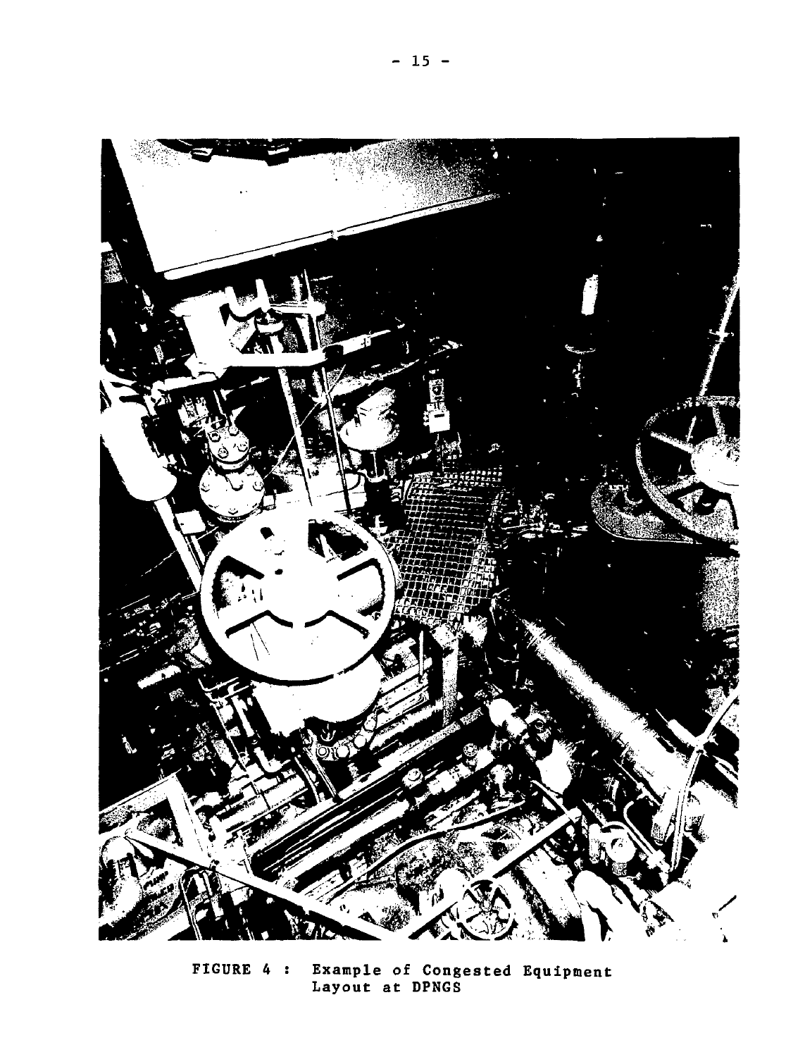FIGURE 4 : Example of Congested Equipment Layout at DPNGS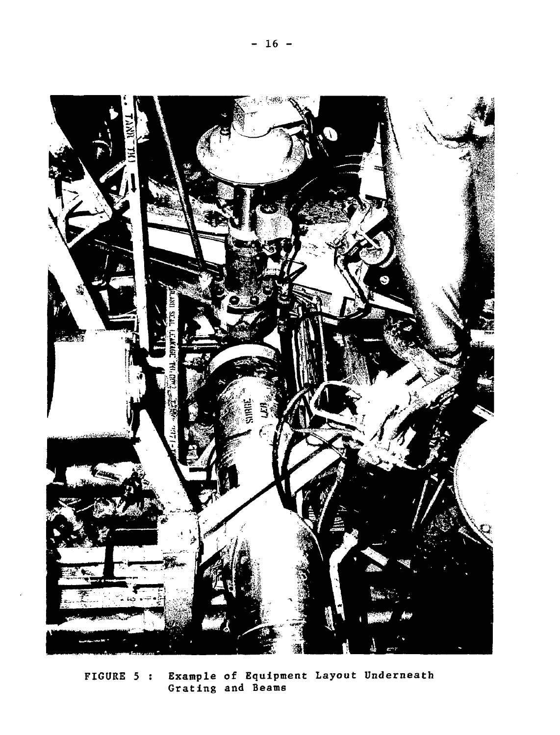FIGURE 5 : Example of Equipment Layout Underneath Grating and Beams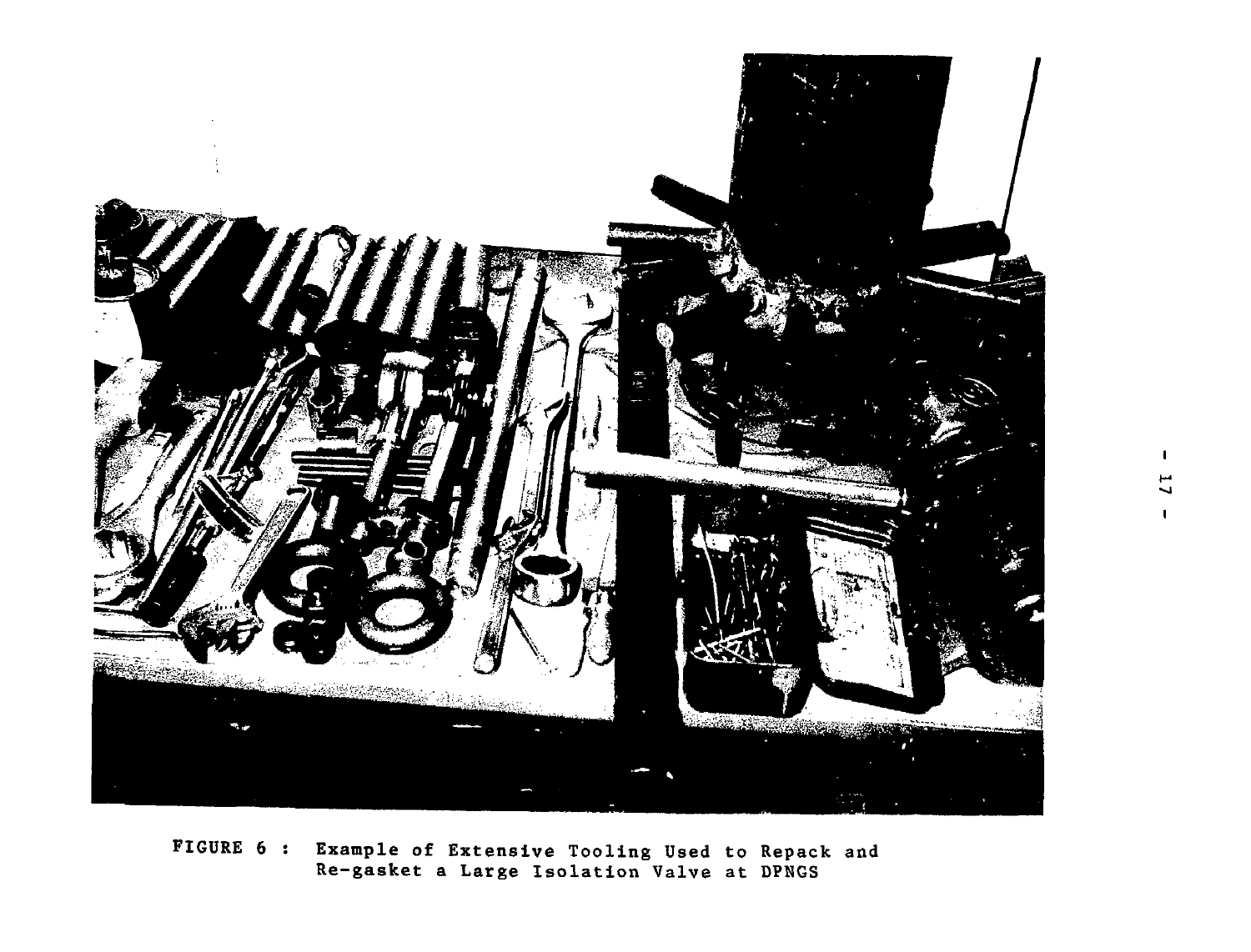FIGURE 6 : Example of Extensive Tooling Used to Repack and Re-gasket a Large Isolation Valve at DPNGS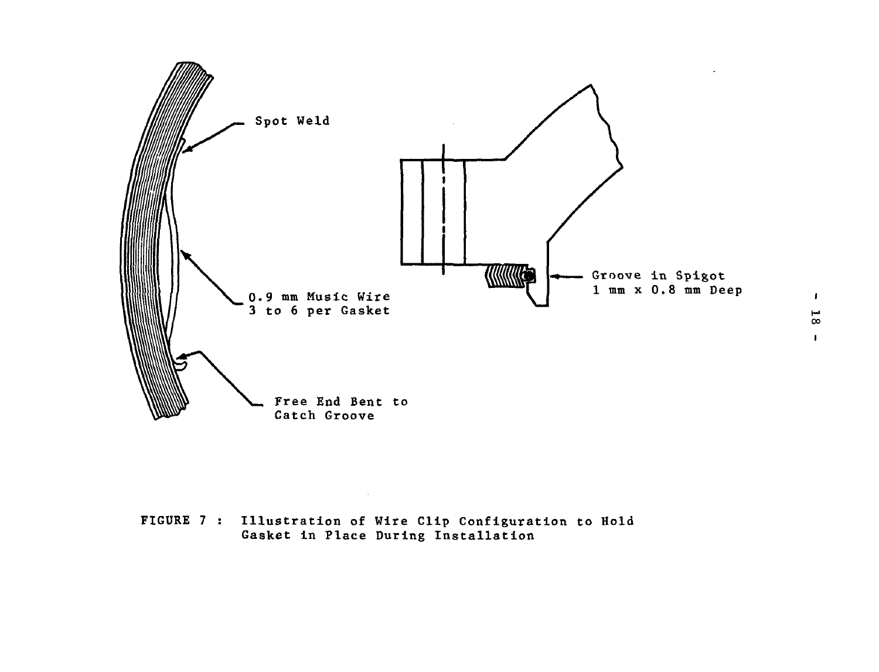Spot Weld

0.9 mm Music Wire
3 to 6 per Gasket

Free End Bent to
Catch Groove

Groove in Spigot
1 mm x 0.8 mm Deep

FIGURE 7 : Illustration of Wire Clip Configuration to Hold Gasket in Place During Installation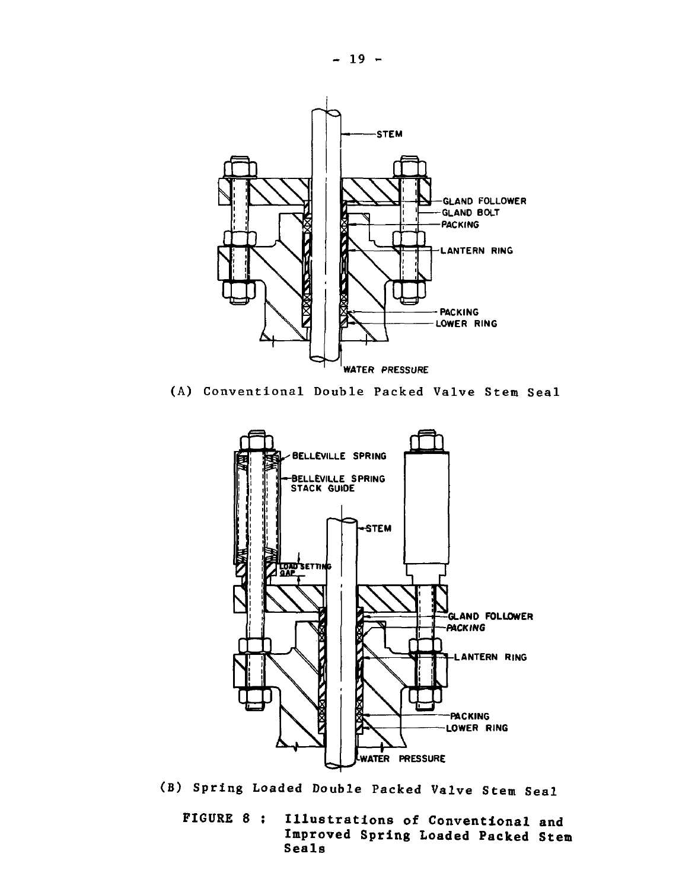(A) Conventional Double Packed Valve Stem Seal

(B) Spring Loaded Double Packed Valve Stem Seal

**FIGURE 8 : Illustrations of Conventional and Improved Spring Loaded Packed Stem Seals**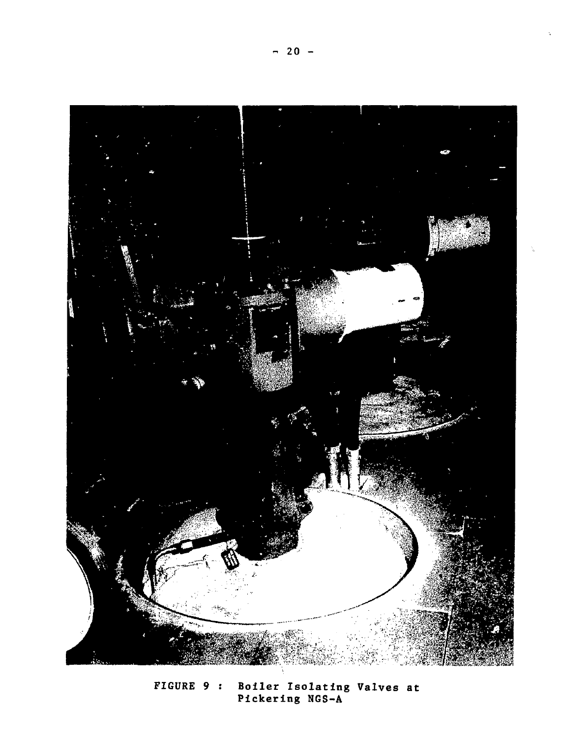FIGURE 9 : Boiler Isolating Valves at Pickering NGS-A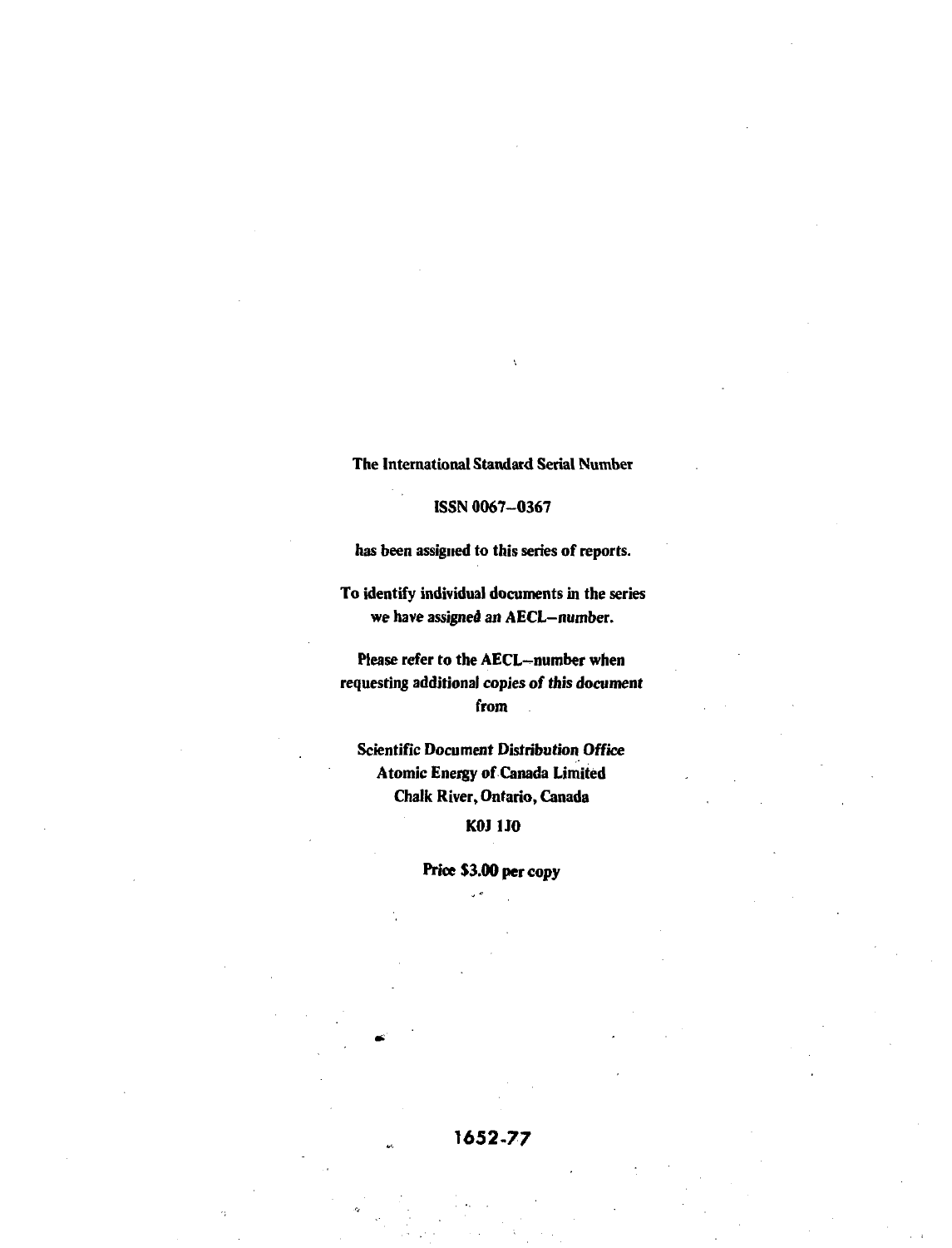The International Standard Serial Number

ISSN 0067–0367

has been assigned to this series of reports.

To identify individual documents in the series we have assigned an AECL–number.

Please refer to the AECL–number when requesting additional copies of this document from

Scientific Document Distribution Office
Atomic Energy of Canada Limited
Chalk River, Ontario, Canada

K0J 1J0

Price $3.00 per copy

1652-77